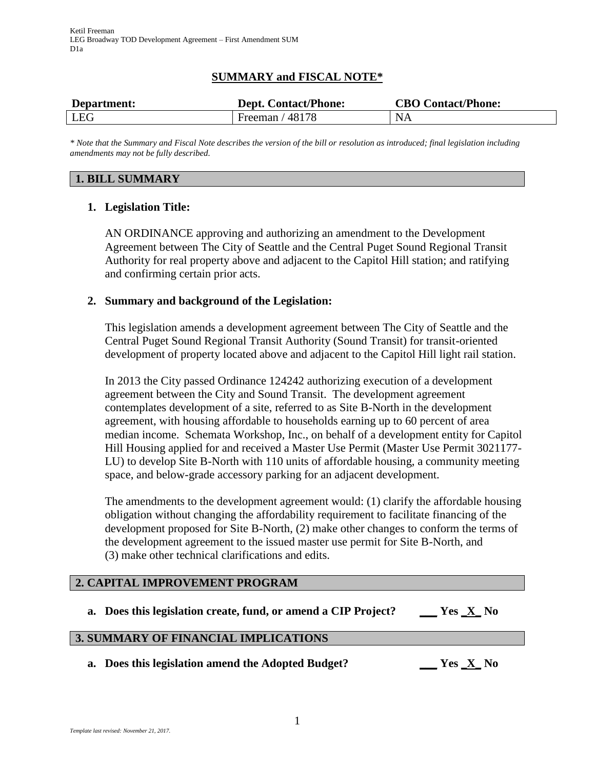## SUMMARY and FISCAL NOTE*

| Department: | Dept. Contact/Phone: | CBO Contact/Phone: |
| --- | --- | --- |
| LEG | Freeman / 48178 | NA |

*\* Note that the Summary and Fiscal Note describes the version of the bill or resolution as introduced; final legislation including amendments may not be fully described.*

### 1. BILL SUMMARY

**1. Legislation Title:**

AN ORDINANCE approving and authorizing an amendment to the Development Agreement between The City of Seattle and the Central Puget Sound Regional Transit Authority for real property above and adjacent to the Capitol Hill station; and ratifying and confirming certain prior acts.

**2. Summary and background of the Legislation:**

This legislation amends a development agreement between The City of Seattle and the Central Puget Sound Regional Transit Authority (Sound Transit) for transit-oriented development of property located above and adjacent to the Capitol Hill light rail station.

In 2013 the City passed Ordinance 124242 authorizing execution of a development agreement between the City and Sound Transit. The development agreement contemplates development of a site, referred to as Site B-North in the development agreement, with housing affordable to households earning up to 60 percent of area median income. Schemata Workshop, Inc., on behalf of a development entity for Capitol Hill Housing applied for and received a Master Use Permit (Master Use Permit 3021177-LU) to develop Site B-North with 110 units of affordable housing, a community meeting space, and below-grade accessory parking for an adjacent development.

The amendments to the development agreement would: (1) clarify the affordable housing obligation without changing the affordability requirement to facilitate financing of the development proposed for Site B-North, (2) make other changes to conform the terms of the development agreement to the issued master use permit for Site B-North, and (3) make other technical clarifications and edits.

### 2. CAPITAL IMPROVEMENT PROGRAM

**a. Does this legislation create, fund, or amend a CIP Project? ___ Yes _X_ No**

### 3. SUMMARY OF FINANCIAL IMPLICATIONS

**a. Does this legislation amend the Adopted Budget? ___ Yes _X_ No**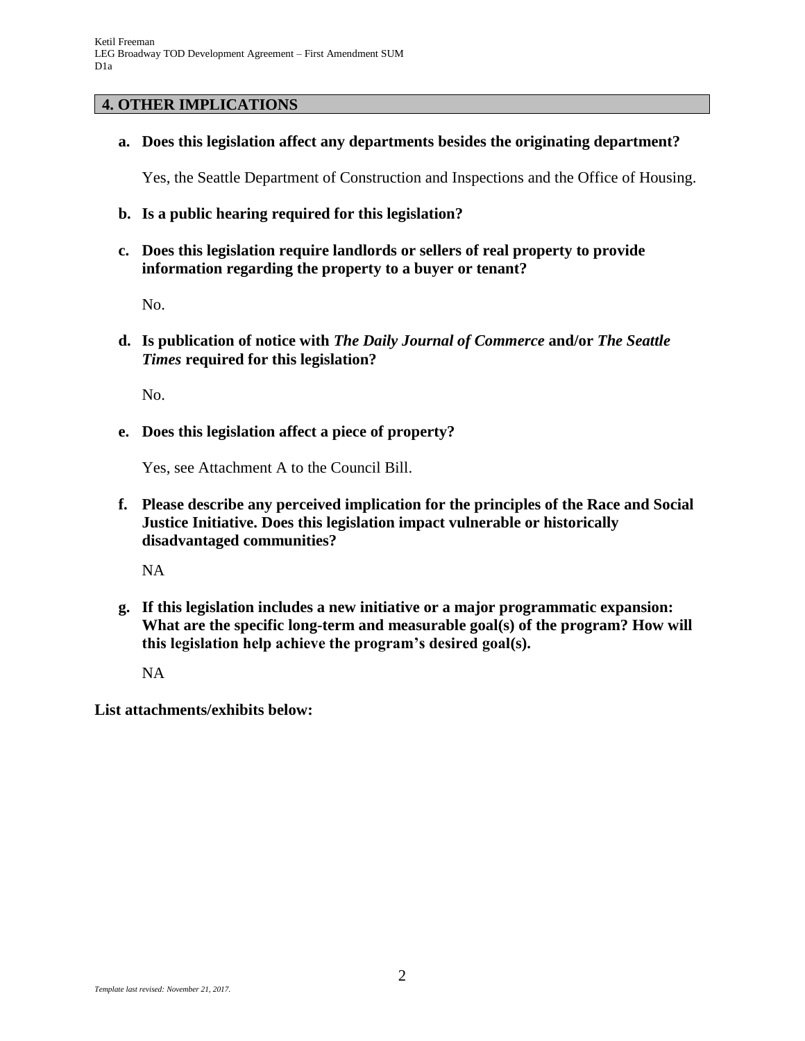## 4. OTHER IMPLICATIONS

**a. Does this legislation affect any departments besides the originating department?**

Yes, the Seattle Department of Construction and Inspections and the Office of Housing.

**b. Is a public hearing required for this legislation?**

**c. Does this legislation require landlords or sellers of real property to provide information regarding the property to a buyer or tenant?**

No.

**d. Is publication of notice with *The Daily Journal of Commerce* and/or *The Seattle Times* required for this legislation?**

No.

**e. Does this legislation affect a piece of property?**

Yes, see Attachment A to the Council Bill.

**f. Please describe any perceived implication for the principles of the Race and Social Justice Initiative. Does this legislation impact vulnerable or historically disadvantaged communities?**

NA

**g. If this legislation includes a new initiative or a major programmatic expansion: What are the specific long-term and measurable goal(s) of the program? How will this legislation help achieve the program's desired goal(s).**

NA

**List attachments/exhibits below:**